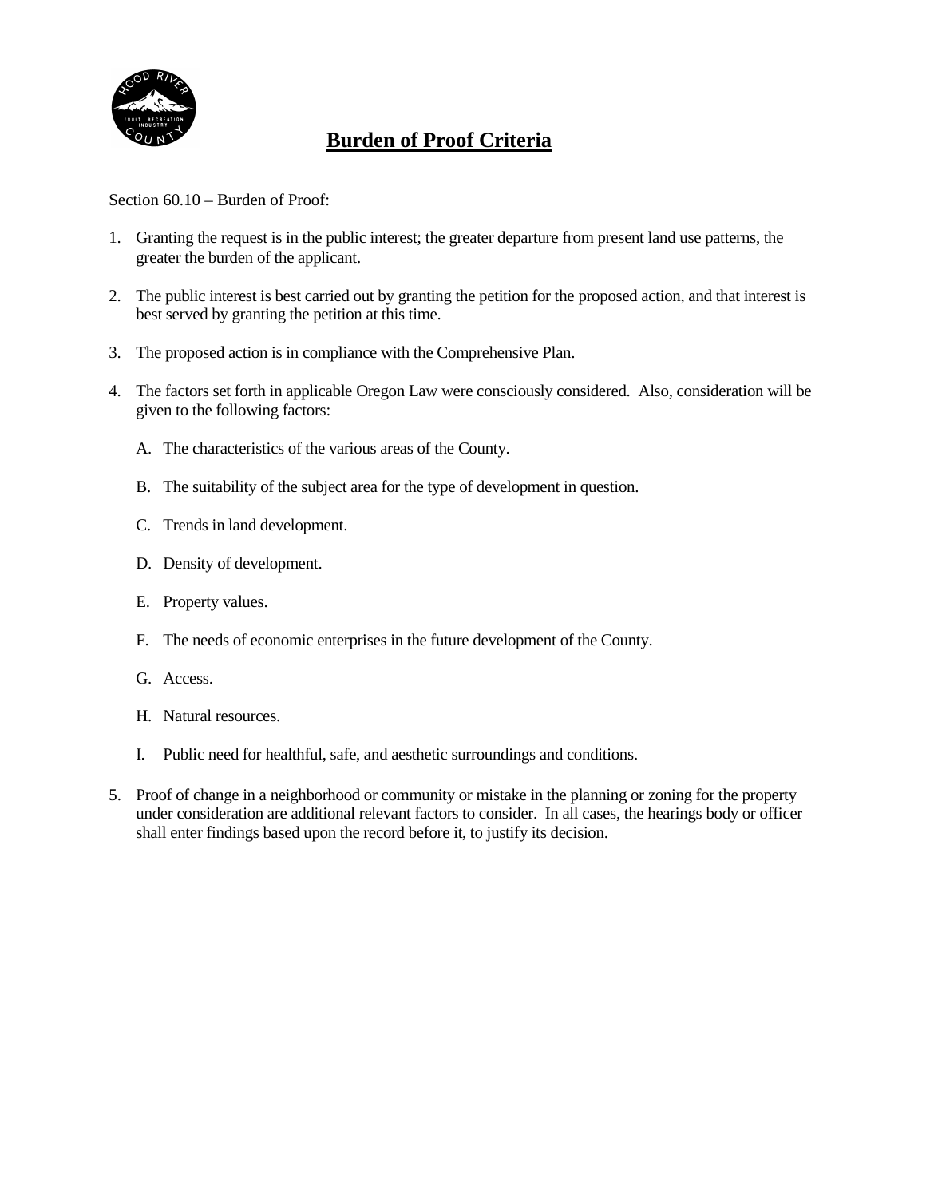# Burden of Proof Criteria

Section 60.10 – Burden of Proof:

1. Granting the request is in the public interest; the greater departure from present land use patterns, the greater the burden of the applicant.

2. The public interest is best carried out by granting the petition for the proposed action, and that interest is best served by granting the petition at this time.

3. The proposed action is in compliance with the Comprehensive Plan.

4. The factors set forth in applicable Oregon Law were consciously considered. Also, consideration will be given to the following factors:

   A. The characteristics of the various areas of the County.

   B. The suitability of the subject area for the type of development in question.

   C. Trends in land development.

   D. Density of development.

   E. Property values.

   F. The needs of economic enterprises in the future development of the County.

   G. Access.

   H. Natural resources.

   I. Public need for healthful, safe, and aesthetic surroundings and conditions.

5. Proof of change in a neighborhood or community or mistake in the planning or zoning for the property under consideration are additional relevant factors to consider. In all cases, the hearings body or officer shall enter findings based upon the record before it, to justify its decision.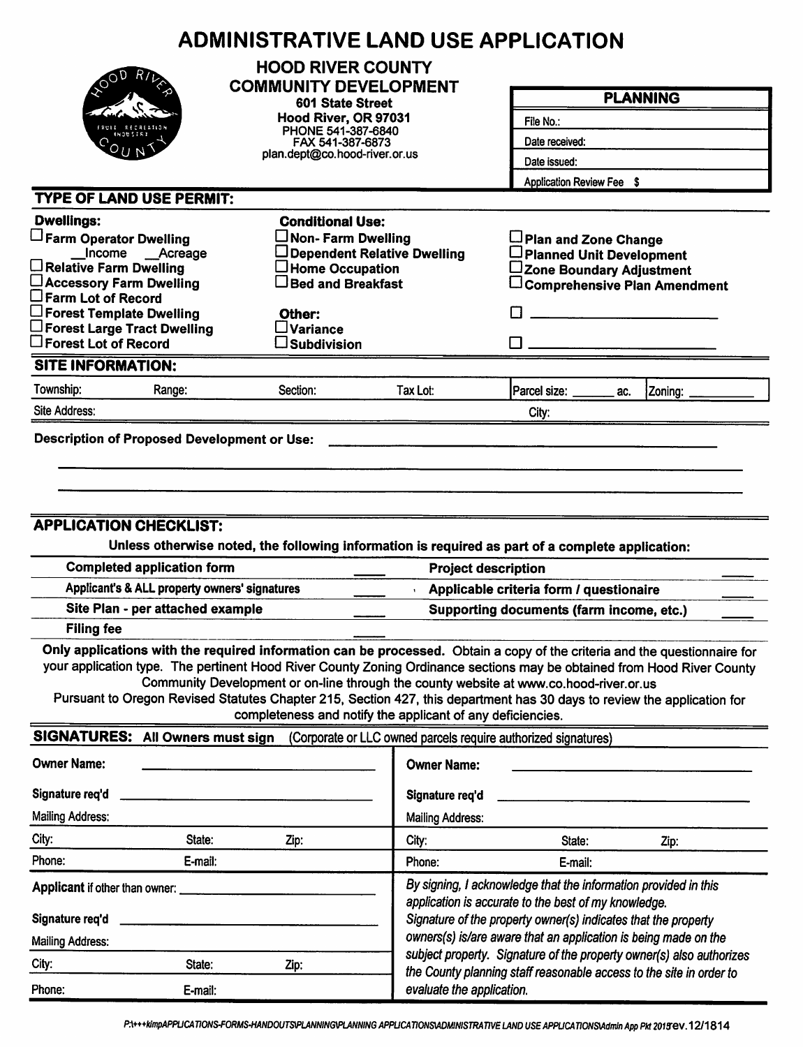# ADMINISTRATIVE LAND USE APPLICATION

**HOOD RIVER COUNTY**
**COMMUNITY DEVELOPMENT**
**601 State Street**
**Hood River, OR 97031**
PHONE 541-387-6840
FAX 541-387-6873
plan.dept@co.hood-river.or.us

| PLANNING |
|---|
| File No.: |
| Date received: |
| Date issued: |
| Application Review Fee $ |

## TYPE OF LAND USE PERMIT:

**Dwellings:**
- ☐ **Farm Operator Dwelling**
  - __Income __Acreage
- ☐ **Relative Farm Dwelling**
- ☐ **Accessory Farm Dwelling**
- ☐ **Farm Lot of Record**
- ☐ **Forest Template Dwelling**
- ☐ **Forest Large Tract Dwelling**
- ☐ **Forest Lot of Record**

**Conditional Use:**
- ☐ **Non- Farm Dwelling**
- ☐ **Dependent Relative Dwelling**
- ☐ **Home Occupation**
- ☐ **Bed and Breakfast**

**Other:**
- ☐ **Variance**
- ☐ **Subdivision**

- ☐ **Plan and Zone Change**
- ☐ **Planned Unit Development**
- ☐ **Zone Boundary Adjustment**
- ☐ **Comprehensive Plan Amendment**
- ☐ ____________________
- ☐ ____________________

## SITE INFORMATION:

| Township: | Range: | Section: | Tax Lot: | Parcel size: _______ ac. | Zoning: _________ |
|---|---|---|---|---|---|
| Site Address: | | | | City: | |

**Description of Proposed Development or Use:** ______________________________________________

______________________________________________________________________________

______________________________________________________________________________

## APPLICATION CHECKLIST:

**Unless otherwise noted, the following information is required as part of a complete application:**

| | | | |
|---|---|---|---|
| **Completed application form** | ____ | **Project description** | ____ |
| **Applicant's & ALL property owners' signatures** | ____ | **Applicable criteria form / questionaire** | ____ |
| **Site Plan - per attached example** | ____ | **Supporting documents (farm income, etc.)** | ____ |
| **Filing fee** | ____ | | |

**Only applications with the required information can be processed.** Obtain a copy of the criteria and the questionnaire for your application type. The pertinent Hood River County Zoning Ordinance sections may be obtained from Hood River County Community Development or on-line through the county website at www.co.hood-river.or.us

Pursuant to Oregon Revised Statutes Chapter 215, Section 427, this department has 30 days to review the application for completeness and notify the applicant of any deficiencies.

## SIGNATURES: All Owners must sign (Corporate or LLC owned parcels require authorized signatures)

| | | | | | |
|---|---|---|---|---|---|
| **Owner Name:** | | | **Owner Name:** | | |
| **Signature req'd** | | | **Signature req'd** | | |
| Mailing Address: | | | Mailing Address: | | |
| City: | State: | Zip: | City: | State: | Zip: |
| Phone: | E-mail: | | Phone: | E-mail: | |

| | | |
|---|---|---|
| **Applicant** if other than owner: | | |
| **Signature req'd** | | |
| Mailing Address: | | |
| City: | State: | Zip: |
| Phone: | E-mail: | |

*By signing, I acknowledge that the information provided in this application is accurate to the best of my knowledge. Signature of the property owner(s) indicates that the property owners(s) is/are aware that an application is being made on the subject property. Signature of the property owner(s) also authorizes the County planning staff reasonable access to the site in order to evaluate the application.*

P:\+++kimpAPPLICATIONS-FORMS-HANDOUTS\PLANNING\PLANNING APPLICATIONS\ADMINISTRATIVE LAND USE APPLICATIONS\Admin App Pkt 2015rev.12/1814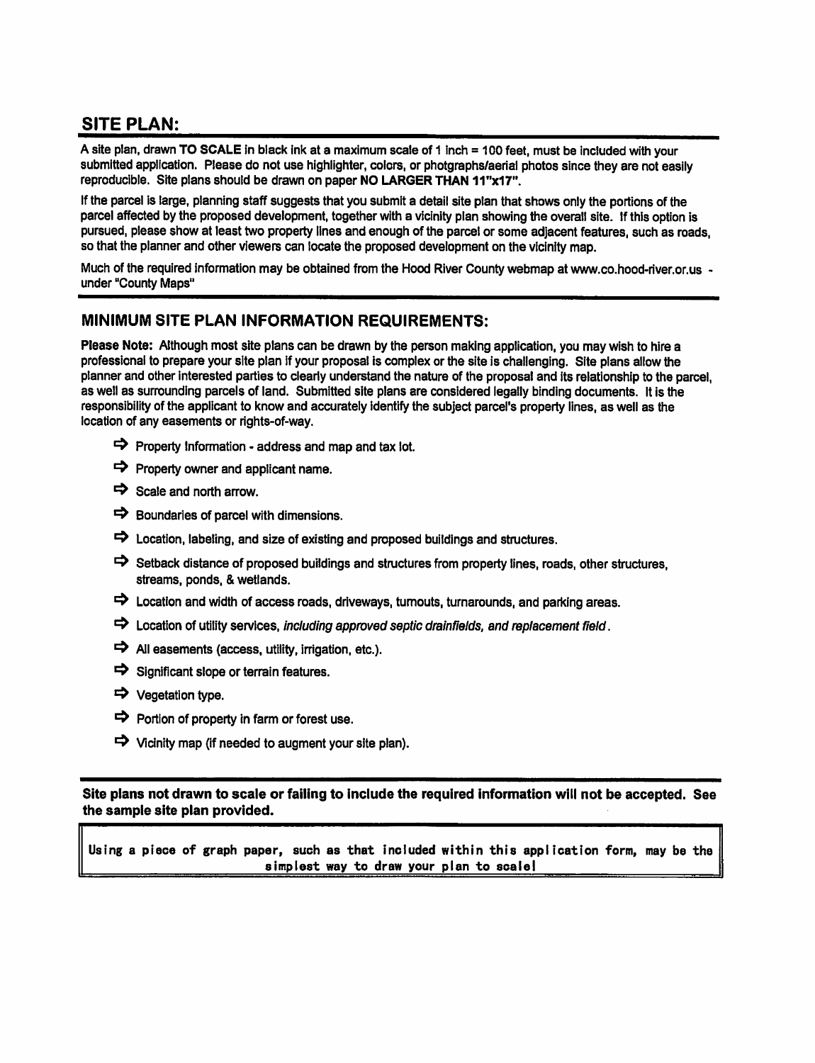## SITE PLAN:

A site plan, drawn **TO SCALE** in black ink at a maximum scale of 1 inch = 100 feet, must be included with your submitted application. Please do not use highlighter, colors, or photgraphs/aerial photos since they are not easily reproducible. Site plans should be drawn on paper **NO LARGER THAN 11"x17"**.

If the parcel is large, planning staff suggests that you submit a detail site plan that shows only the portions of the parcel affected by the proposed development, together with a vicinity plan showing the overall site. If this option is pursued, please show at least two property lines and enough of the parcel or some adjacent features, such as roads, so that the planner and other viewers can locate the proposed development on the vicinity map.

Much of the required information may be obtained from the Hood River County webmap at www.co.hood-river.or.us - under "County Maps"

## MINIMUM SITE PLAN INFORMATION REQUIREMENTS:

**Please Note:** Although most site plans can be drawn by the person making application, you may wish to hire a professional to prepare your site plan if your proposal is complex or the site is challenging. Site plans allow the planner and other interested parties to clearly understand the nature of the proposal and its relationship to the parcel, as well as surrounding parcels of land. Submitted site plans are considered legally binding documents. It is the responsibility of the applicant to know and accurately identify the subject parcel's property lines, as well as the location of any easements or rights-of-way.

- ➩ Property Information - address and map and tax lot.
- ➩ Property owner and applicant name.
- ➩ Scale and north arrow.
- ➩ Boundaries of parcel with dimensions.
- ➩ Location, labeling, and size of existing and proposed buildings and structures.
- ➩ Setback distance of proposed buildings and structures from property lines, roads, other structures, streams, ponds, & wetlands.
- ➩ Location and width of access roads, driveways, turnouts, turnarounds, and parking areas.
- ➩ Location of utility services, *including approved septic drainfields, and replacement field*.
- ➩ All easements (access, utility, irrigation, etc.).
- ➩ Significant slope or terrain features.
- ➩ Vegetation type.
- ➩ Portion of property in farm or forest use.
- ➩ Vicinity map (if needed to augment your site plan).

**Site plans not drawn to scale or failing to include the required information will not be accepted. See the sample site plan provided.**

Using a piece of graph paper, such as that included within this application form, may be the simplest way to draw your plan to scale!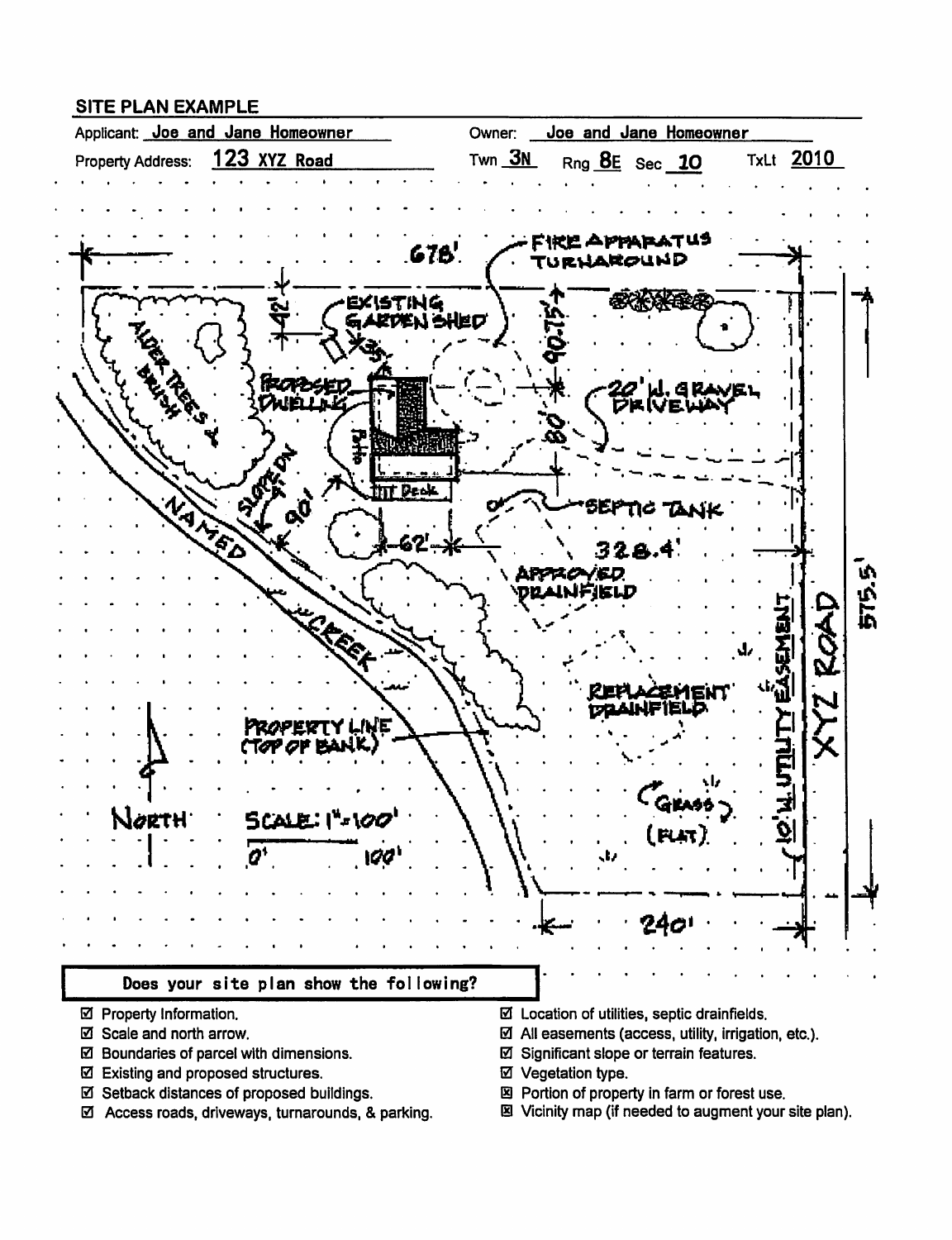## SITE PLAN EXAMPLE

Applicant: Joe and Jane Homeowner    Owner: Joe and Jane Homeowner

Property Address: 123 XYZ Road    Twn 3N    Rng 8E    Sec 10    TxLt 2010

678'

FIRE APPARATUS TURNAROUND

42'

EXISTING GARDEN SHED

35'

90.75'

PROPOSED DWELLING

Patio

Deck

80'

20' W. GRAVEL DRIVEWAY

ALDER TREES & BRUSH

SLOPE DN

90'

62'

SEPTIC TANK

328.4'

APPROVED DRAINFIELD

NAMED CREEK

REPLACEMENT DRAINFIELD

10' W. UTILITY EASEMENT

XYZ ROAD

575.5'

PROPERTY LINE (TOP OF BANK)

NORTH

SCALE: 1" = 100'

0'    100'

(GRASS) (FLAT)

240'

**Does your site plan show the following?**

- ☑ Property Information.
- ☑ Scale and north arrow.
- ☑ Boundaries of parcel with dimensions.
- ☑ Existing and proposed structures.
- ☑ Setback distances of proposed buildings.
- ☑ Access roads, driveways, turnarounds, & parking.
- ☑ Location of utilities, septic drainfields.
- ☑ All easements (access, utility, irrigation, etc.).
- ☑ Significant slope or terrain features.
- ☑ Vegetation type.
- ☒ Portion of property in farm or forest use.
- ☒ Vicinity map (if needed to augment your site plan).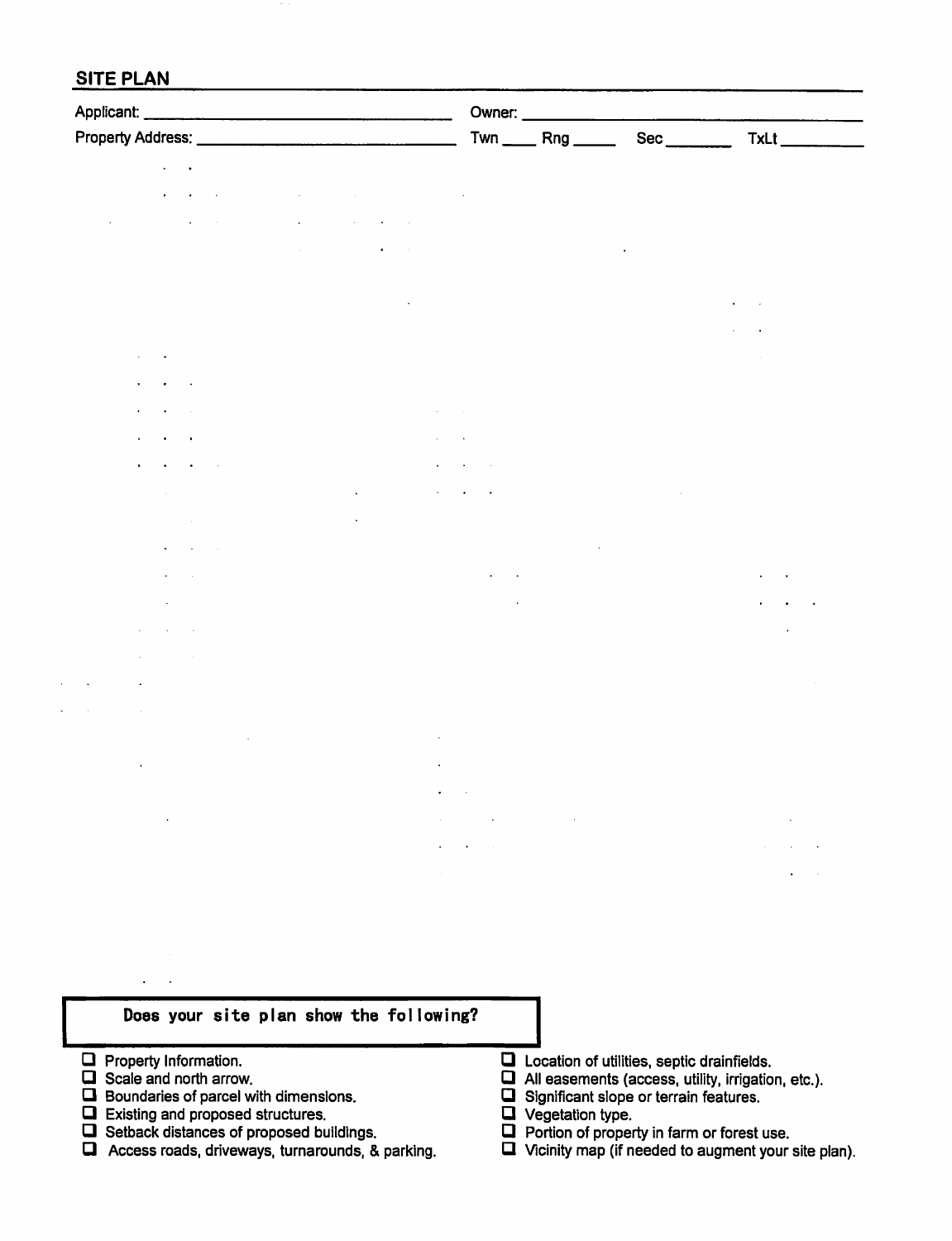## SITE PLAN

Applicant: ________________________________ Owner: ________________________________

Property Address: ________________________________ Twn ____ Rng _____ Sec _______ TxLt _________

**Does your site plan show the following?**

- ☐ Property Information.
- ☐ Scale and north arrow.
- ☐ Boundaries of parcel with dimensions.
- ☐ Existing and proposed structures.
- ☐ Setback distances of proposed buildings.
- ☐ Access roads, driveways, turnarounds, & parking.
- ☐ Location of utilities, septic drainfields.
- ☐ All easements (access, utility, irrigation, etc.).
- ☐ Significant slope or terrain features.
- ☐ Vegetation type.
- ☐ Portion of property in farm or forest use.
- ☐ Vicinity map (if needed to augment your site plan).